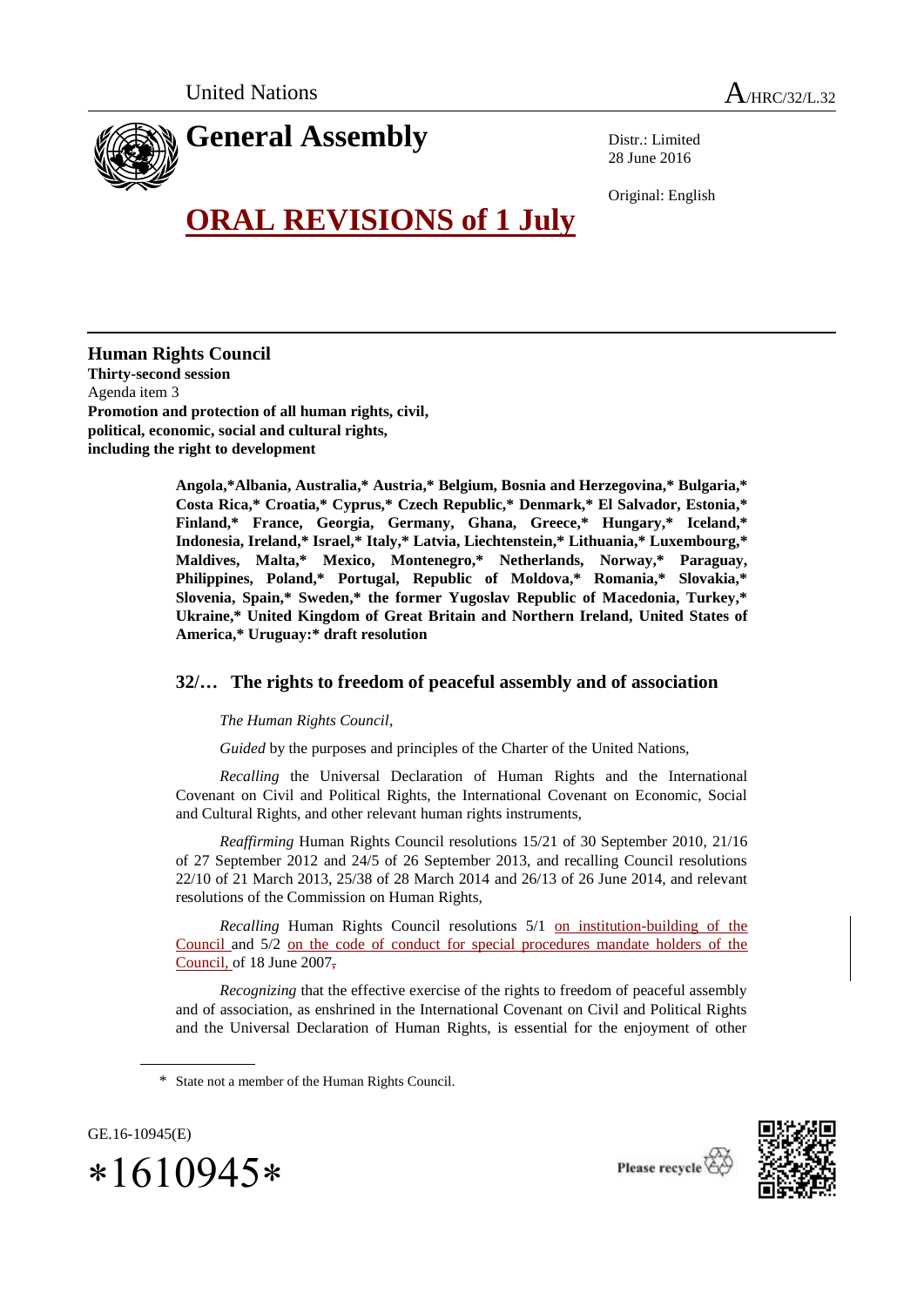United Nations A/HRC/32/L.32

# General Assembly

Distr.: Limited
28 June 2016

Original: English

# ORAL REVISIONS of 1 July

**Human Rights Council**
**Thirty-second session**
Agenda item 3
**Promotion and protection of all human rights, civil, political, economic, social and cultural rights, including the right to development**

**Angola,*Albania, Australia,* Austria,* Belgium, Bosnia and Herzegovina,* Bulgaria,* Costa Rica,* Croatia,* Cyprus,* Czech Republic,* Denmark,* El Salvador, Estonia,* Finland,* France, Georgia, Germany, Ghana, Greece,* Hungary,* Iceland,* Indonesia, Ireland,* Israel,* Italy,* Latvia, Liechtenstein,* Lithuania,* Luxembourg,* Maldives, Malta,* Mexico, Montenegro,* Netherlands, Norway,* Paraguay, Philippines, Poland,* Portugal, Republic of Moldova,* Romania,* Slovakia,* Slovenia, Spain,* Sweden,* the former Yugoslav Republic of Macedonia, Turkey,* Ukraine,* United Kingdom of Great Britain and Northern Ireland, United States of America,* Uruguay:* draft resolution**

## 32/… The rights to freedom of peaceful assembly and of association

*The Human Rights Council*,

*Guided* by the purposes and principles of the Charter of the United Nations,

*Recalling* the Universal Declaration of Human Rights and the International Covenant on Civil and Political Rights, the International Covenant on Economic, Social and Cultural Rights, and other relevant human rights instruments,

*Reaffirming* Human Rights Council resolutions 15/21 of 30 September 2010, 21/16 of 27 September 2012 and 24/5 of 26 September 2013, and recalling Council resolutions 22/10 of 21 March 2013, 25/38 of 28 March 2014 and 26/13 of 26 June 2014, and relevant resolutions of the Commission on Human Rights,

*Recalling* Human Rights Council resolutions 5/1 on institution-building of the Council and 5/2 on the code of conduct for special procedures mandate holders of the Council, of 18 June 2007,

*Recognizing* that the effective exercise of the rights to freedom of peaceful assembly and of association, as enshrined in the International Covenant on Civil and Political Rights and the Universal Declaration of Human Rights, is essential for the enjoyment of other

\* State not a member of the Human Rights Council.

GE.16-10945(E)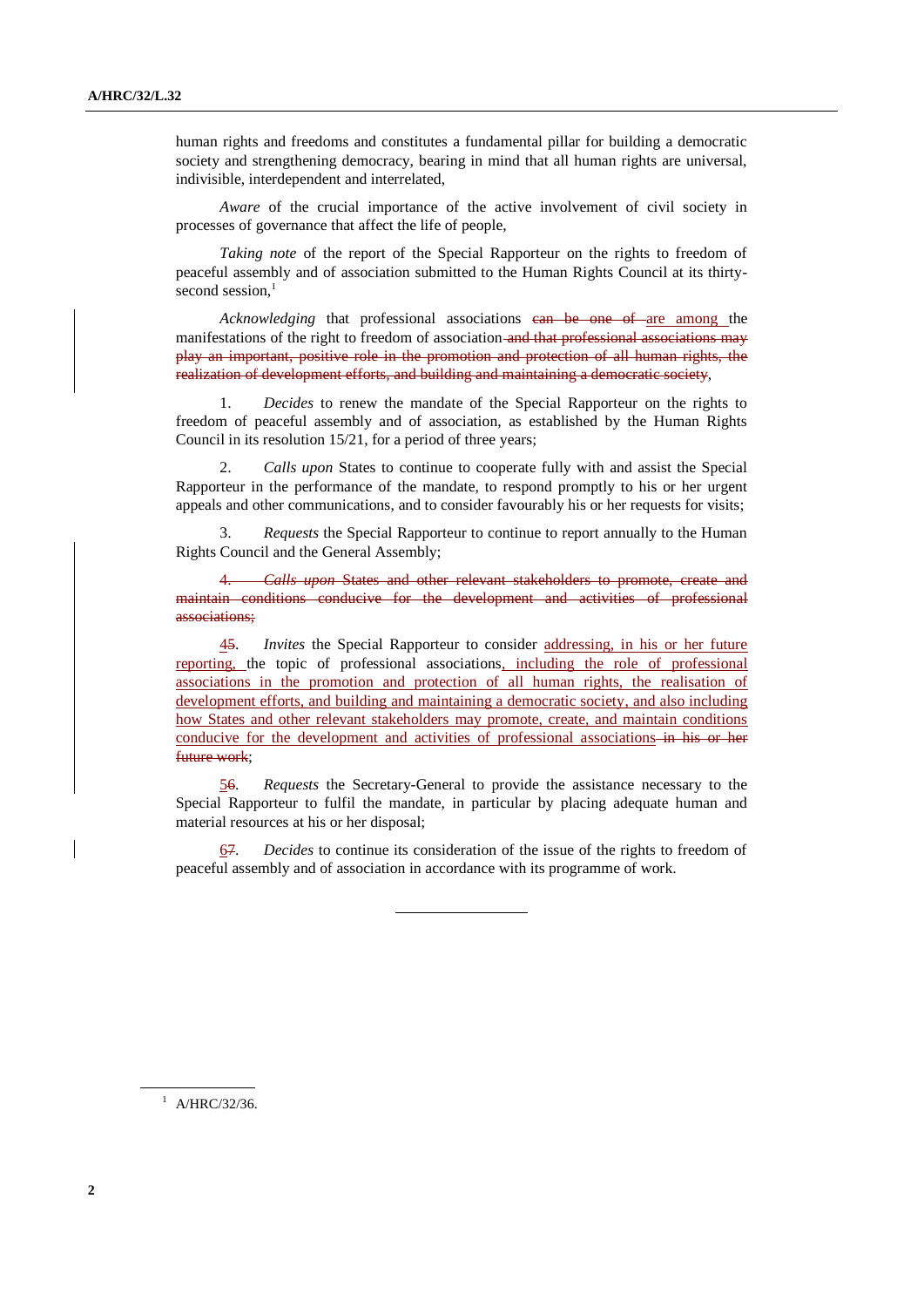human rights and freedoms and constitutes a fundamental pillar for building a democratic society and strengthening democracy, bearing in mind that all human rights are universal, indivisible, interdependent and interrelated,

*Aware* of the crucial importance of the active involvement of civil society in processes of governance that affect the life of people,

*Taking note* of the report of the Special Rapporteur on the rights to freedom of peaceful assembly and of association submitted to the Human Rights Council at its thirty-second session,[1]

*Acknowledging* that professional associations ~~can be one of~~ are among the manifestations of the right to freedom of association ~~and that professional associations may play an important, positive role in the promotion and protection of all human rights, the realization of development efforts, and building and maintaining a democratic society~~,

1. *Decides* to renew the mandate of the Special Rapporteur on the rights to freedom of peaceful assembly and of association, as established by the Human Rights Council in its resolution 15/21, for a period of three years;

2. *Calls upon* States to continue to cooperate fully with and assist the Special Rapporteur in the performance of the mandate, to respond promptly to his or her urgent appeals and other communications, and to consider favourably his or her requests for visits;

3. *Requests* the Special Rapporteur to continue to report annually to the Human Rights Council and the General Assembly;

~~4. *Calls upon* States and other relevant stakeholders to promote, create and maintain conditions conducive for the development and activities of professional associations;~~

4~~5~~. *Invites* the Special Rapporteur to consider addressing, in his or her future reporting, the topic of professional associations, including the role of professional associations in the promotion and protection of all human rights, the realisation of development efforts, and building and maintaining a democratic society, and also including how States and other relevant stakeholders may promote, create, and maintain conditions conducive for the development and activities of professional associations ~~in his or her future work~~;

5~~6~~. *Requests* the Secretary-General to provide the assistance necessary to the Special Rapporteur to fulfil the mandate, in particular by placing adequate human and material resources at his or her disposal;

6~~7~~. *Decides* to continue its consideration of the issue of the rights to freedom of peaceful assembly and of association in accordance with its programme of work.

---

[1] A/HRC/32/36.